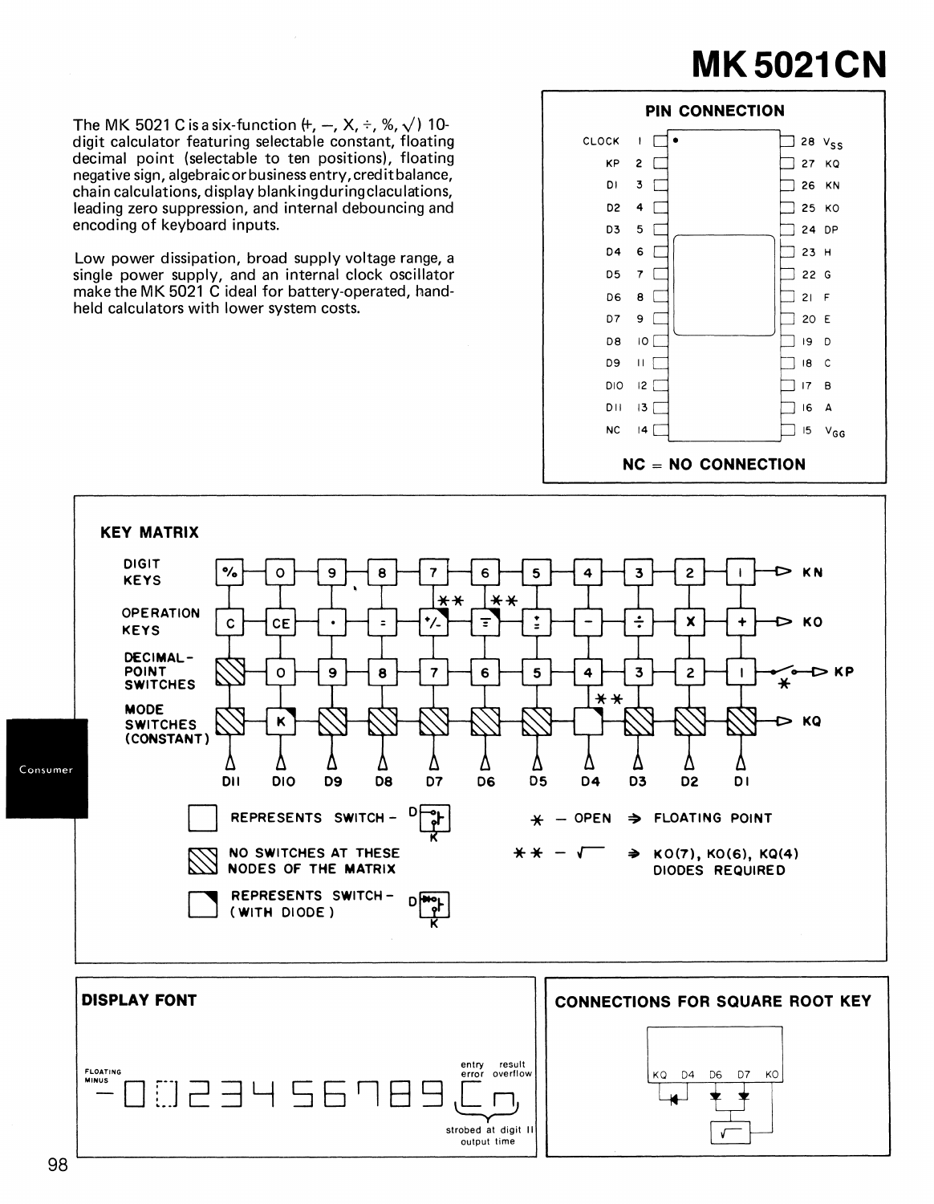# MK 5021CN

The MK 5021 C is a six-function (+, −, X, ÷, %, √) 10-digit calculator featuring selectable constant, floating decimal point (selectable to ten positions), floating negative sign, algebraic or business entry, credit balance, chain calculations, display blanking during claculations, leading zero suppression, and internal debouncing and encoding of keyboard inputs.

Low power dissipation, broad supply voltage range, a single power supply, and an internal clock oscillator make the MK 5021 C ideal for battery-operated, hand-held calculators with lower system costs.

## PIN CONNECTION

| Pin | Name | Pin | Name |
|---|---|---|---|
| 1 | CLOCK | 28 | $V_{SS}$ |
| 2 | KP | 27 | KQ |
| 3 | D1 | 26 | KN |
| 4 | D2 | 25 | KO |
| 5 | D3 | 24 | DP |
| 6 | D4 | 23 | H |
| 7 | D5 | 22 | G |
| 8 | D6 | 21 | F |
| 9 | D7 | 20 | E |
| 10 | D8 | 19 | D |
| 11 | D9 | 18 | C |
| 12 | D10 | 17 | B |
| 13 | D11 | 16 | A |
| 14 | NC | 15 | $V_{GG}$ |

NC = NO CONNECTION

## KEY MATRIX

| | D11 | D10 | D9 | D8 | D7 | D6 | D5 | D4 | D3 | D2 | D1 | Line |
|---|---|---|---|---|---|---|---|---|---|---|---|---|
| DIGIT KEYS | % | 0 | 9 | 8 | 7 | 6 | 5 | 4 | 3 | 2 | 1 | KN |
| OPERATION KEYS | C | CE | • | = | +/- (**) | −= (**) | +/= | − | ÷ | X | + | KO |
| DECIMAL-POINT SWITCHES | (no switch) | 0 | 9 | 8 | 7 | 6 | 5 | 4 | 3 | 2 | 1 | KP (* switch) |
| MODE SWITCHES (CONSTANT) | (no switch) | K | (no switch) | (no switch) | (no switch) | (no switch) | (no switch) | (**) | (no switch) | (no switch) | (no switch) | KQ |

- □ REPRESENTS SWITCH
- ▨ NO SWITCHES AT THESE NODES OF THE MATRIX
- ◪ REPRESENTS SWITCH (WITH DIODE)
- \* — OPEN → FLOATING POINT
- \*\* — √ → KO(7), KO(6), KQ(4) DIODES REQUIRED

## DISPLAY FONT

FLOATING MINUS — 0 1 2 3 4 5 6 7 8 9 — entry error (E), result overflow (n) — strobed at digit 11 output time

## CONNECTIONS FOR SQUARE ROOT KEY

KQ D4 D6 D7 KO — √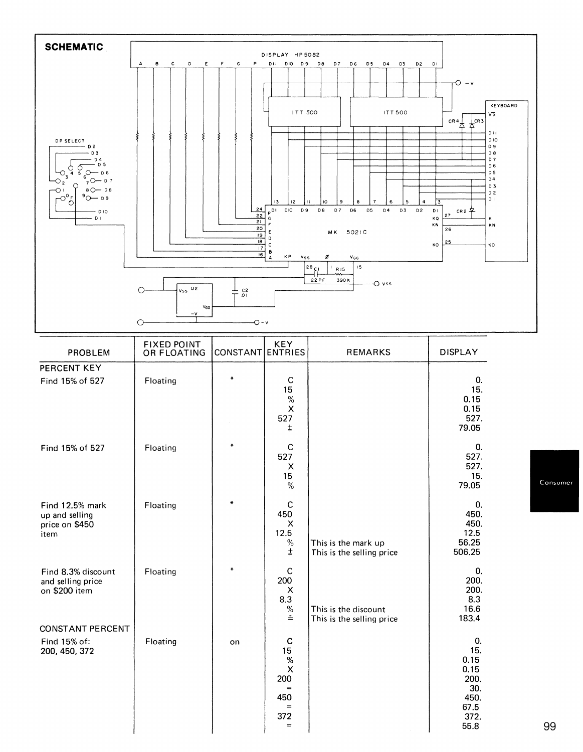## SCHEMATIC

DISPLAY HP5082

A B C D E F G P D11 D10 D9 D8 D7 D6 D5 D4 D3 D2 D1

ITT 500

ITT 500

KEYBOARD

√x

CR4 CR3

D11 D10 D9 D8 D7 D6 D5 D4 D3 D2 D1

DP SELECT

D2 D3 D4 D5 D6 D7 D8 D9 D10 D1

MK 5021C

KQ KN KO

CR2

K KN KO

KP Vss Ø VGG

C1 22 PF R15 390 K

Vss U2 VGG −V

C2 .01

−V

VSS

| PROBLEM | FIXED POINT OR FLOATING | CONSTANT | KEY ENTRIES | REMARKS | DISPLAY |
|---|---|---|---|---|---|
| PERCENT KEY | | | | | |
| Find 15% of 527 | Floating | * | C | | 0. |
| | | | 15 | | 15. |
| | | | % | | 0.15 |
| | | | X | | 0.15 |
| | | | 527 | | 527. |
| | | | ± | | 79.05 |
| Find 15% of 527 | Floating | * | C | | 0. |
| | | | 527 | | 527. |
| | | | X | | 527. |
| | | | 15 | | 15. |
| | | | % | | 79.05 |
| Find 12.5% mark up and selling price on $450 item | Floating | * | C | | 0. |
| | | | 450 | | 450. |
| | | | X | | 450. |
| | | | 12.5 | | 12.5 |
| | | | % | This is the mark up | 56.25 |
| | | | ± | This is the selling price | 506.25 |
| Find 8.3% discount and selling price on $200 item | Floating | * | C | | 0. |
| | | | 200 | | 200. |
| | | | X | | 200. |
| | | | 8.3 | | 8.3 |
| | | | % | This is the discount | 16.6 |
| | | | ∓ | This is the selling price | 183.4 |
| CONSTANT PERCENT | | | | | |
| Find 15% of: 200, 450, 372 | Floating | on | C | | 0. |
| | | | 15 | | 15. |
| | | | % | | 0.15 |
| | | | X | | 0.15 |
| | | | 200 | | 200. |
| | | | = | | 30. |
| | | | 450 | | 450. |
| | | | = | | 67.5 |
| | | | 372 | | 372. |
| | | | = | | 55.8 |